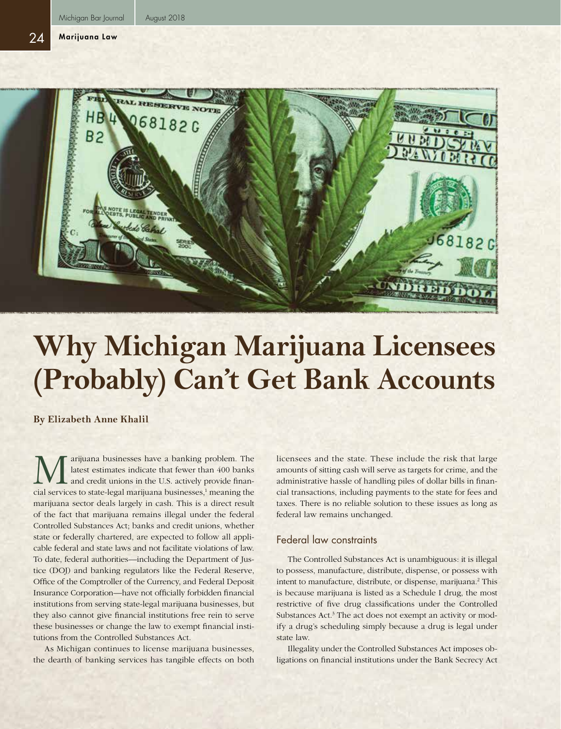# Why Michigan Marijuana Licensees (Probably) Can't Get Bank Accounts

**By Elizabeth Anne Khalil**

Marijuana businesses have a banking problem. The latest estimates indicate that fewer than 400 banks and credit unions in the U.S. actively provide financial services to state-legal marijuana businesses,[1] meaning the marijuana sector deals largely in cash. This is a direct result of the fact that marijuana remains illegal under the federal Controlled Substances Act; banks and credit unions, whether state or federally chartered, are expected to follow all applicable federal and state laws and not facilitate violations of law. To date, federal authorities—including the Department of Justice (DOJ) and banking regulators like the Federal Reserve, Office of the Comptroller of the Currency, and Federal Deposit Insurance Corporation—have not officially forbidden financial institutions from serving state-legal marijuana businesses, but they also cannot give financial institutions free rein to serve these businesses or change the law to exempt financial institutions from the Controlled Substances Act.

As Michigan continues to license marijuana businesses, the dearth of banking services has tangible effects on both licensees and the state. These include the risk that large amounts of sitting cash will serve as targets for crime, and the administrative hassle of handling piles of dollar bills in financial transactions, including payments to the state for fees and taxes. There is no reliable solution to these issues as long as federal law remains unchanged.

## Federal law constraints

The Controlled Substances Act is unambiguous: it is illegal to possess, manufacture, distribute, dispense, or possess with intent to manufacture, distribute, or dispense, marijuana.[2] This is because marijuana is listed as a Schedule I drug, the most restrictive of five drug classifications under the Controlled Substances Act.[3] The act does not exempt an activity or modify a drug's scheduling simply because a drug is legal under state law.

Illegality under the Controlled Substances Act imposes obligations on financial institutions under the Bank Secrecy Act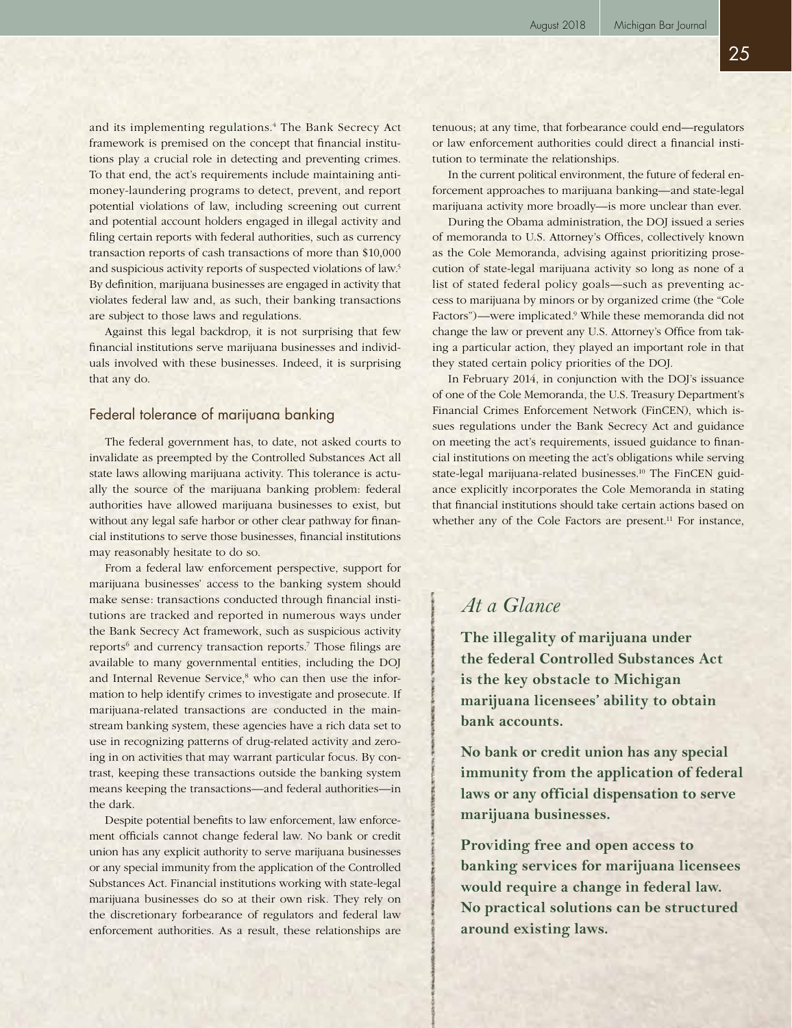and its implementing regulations.[4] The Bank Secrecy Act framework is premised on the concept that financial institutions play a crucial role in detecting and preventing crimes. To that end, the act's requirements include maintaining anti-money-laundering programs to detect, prevent, and report potential violations of law, including screening out current and potential account holders engaged in illegal activity and filing certain reports with federal authorities, such as currency transaction reports of cash transactions of more than $10,000 and suspicious activity reports of suspected violations of law.[5] By definition, marijuana businesses are engaged in activity that violates federal law and, as such, their banking transactions are subject to those laws and regulations.

Against this legal backdrop, it is not surprising that few financial institutions serve marijuana businesses and individuals involved with these businesses. Indeed, it is surprising that any do.

## Federal tolerance of marijuana banking

The federal government has, to date, not asked courts to invalidate as preempted by the Controlled Substances Act all state laws allowing marijuana activity. This tolerance is actually the source of the marijuana banking problem: federal authorities have allowed marijuana businesses to exist, but without any legal safe harbor or other clear pathway for financial institutions to serve those businesses, financial institutions may reasonably hesitate to do so.

From a federal law enforcement perspective, support for marijuana businesses' access to the banking system should make sense: transactions conducted through financial institutions are tracked and reported in numerous ways under the Bank Secrecy Act framework, such as suspicious activity reports[6] and currency transaction reports.[7] Those filings are available to many governmental entities, including the DOJ and Internal Revenue Service,[8] who can then use the information to help identify crimes to investigate and prosecute. If marijuana-related transactions are conducted in the mainstream banking system, these agencies have a rich data set to use in recognizing patterns of drug-related activity and zeroing in on activities that may warrant particular focus. By contrast, keeping these transactions outside the banking system means keeping the transactions—and federal authorities—in the dark.

Despite potential benefits to law enforcement, law enforcement officials cannot change federal law. No bank or credit union has any explicit authority to serve marijuana businesses or any special immunity from the application of the Controlled Substances Act. Financial institutions working with state-legal marijuana businesses do so at their own risk. They rely on the discretionary forbearance of regulators and federal law enforcement authorities. As a result, these relationships are tenuous; at any time, that forbearance could end—regulators or law enforcement authorities could direct a financial institution to terminate the relationships.

In the current political environment, the future of federal enforcement approaches to marijuana banking—and state-legal marijuana activity more broadly—is more unclear than ever.

During the Obama administration, the DOJ issued a series of memoranda to U.S. Attorney's Offices, collectively known as the Cole Memoranda, advising against prioritizing prosecution of state-legal marijuana activity so long as none of a list of stated federal policy goals—such as preventing access to marijuana by minors or by organized crime (the "Cole Factors")—were implicated.[9] While these memoranda did not change the law or prevent any U.S. Attorney's Office from taking a particular action, they played an important role in that they stated certain policy priorities of the DOJ.

In February 2014, in conjunction with the DOJ's issuance of one of the Cole Memoranda, the U.S. Treasury Department's Financial Crimes Enforcement Network (FinCEN), which issues regulations under the Bank Secrecy Act and guidance on meeting the act's requirements, issued guidance to financial institutions on meeting the act's obligations while serving state-legal marijuana-related businesses.[10] The FinCEN guidance explicitly incorporates the Cole Memoranda in stating that financial institutions should take certain actions based on whether any of the Cole Factors are present.[11] For instance,

### *At a Glance*

**The illegality of marijuana under the federal Controlled Substances Act is the key obstacle to Michigan marijuana licensees' ability to obtain bank accounts.**

**No bank or credit union has any special immunity from the application of federal laws or any official dispensation to serve marijuana businesses.**

**Providing free and open access to banking services for marijuana licensees would require a change in federal law. No practical solutions can be structured around existing laws.**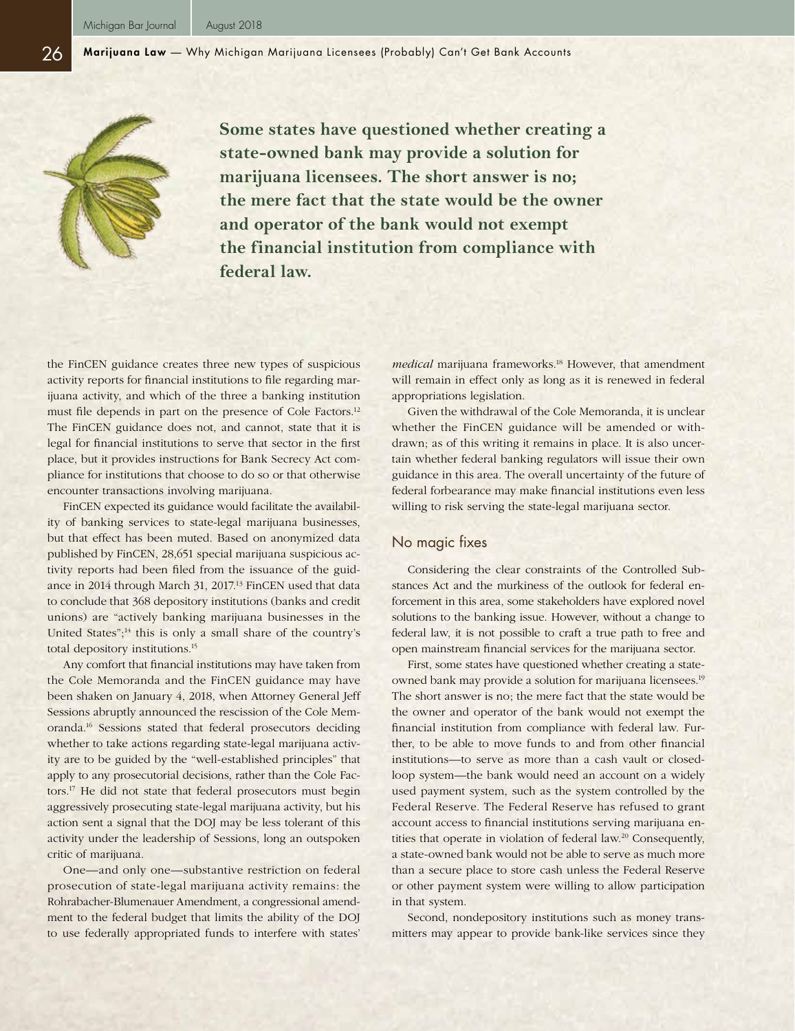**Some states have questioned whether creating a state-owned bank may provide a solution for marijuana licensees. The short answer is no; the mere fact that the state would be the owner and operator of the bank would not exempt the financial institution from compliance with federal law.**

the FinCEN guidance creates three new types of suspicious activity reports for financial institutions to file regarding marijuana activity, and which of the three a banking institution must file depends in part on the presence of Cole Factors.[12] The FinCEN guidance does not, and cannot, state that it is legal for financial institutions to serve that sector in the first place, but it provides instructions for Bank Secrecy Act compliance for institutions that choose to do so or that otherwise encounter transactions involving marijuana.

FinCEN expected its guidance would facilitate the availability of banking services to state-legal marijuana businesses, but that effect has been muted. Based on anonymized data published by FinCEN, 28,651 special marijuana suspicious activity reports had been filed from the issuance of the guidance in 2014 through March 31, 2017.[13] FinCEN used that data to conclude that 368 depository institutions (banks and credit unions) are "actively banking marijuana businesses in the United States";[14] this is only a small share of the country's total depository institutions.[15]

Any comfort that financial institutions may have taken from the Cole Memoranda and the FinCEN guidance may have been shaken on January 4, 2018, when Attorney General Jeff Sessions abruptly announced the rescission of the Cole Memoranda.[16] Sessions stated that federal prosecutors deciding whether to take actions regarding state-legal marijuana activity are to be guided by the "well-established principles" that apply to any prosecutorial decisions, rather than the Cole Factors.[17] He did not state that federal prosecutors must begin aggressively prosecuting state-legal marijuana activity, but his action sent a signal that the DOJ may be less tolerant of this activity under the leadership of Sessions, long an outspoken critic of marijuana.

One—and only one—substantive restriction on federal prosecution of state-legal marijuana activity remains: the Rohrabacher-Blumenauer Amendment, a congressional amendment to the federal budget that limits the ability of the DOJ to use federally appropriated funds to interfere with states' *medical* marijuana frameworks.[18] However, that amendment will remain in effect only as long as it is renewed in federal appropriations legislation.

Given the withdrawal of the Cole Memoranda, it is unclear whether the FinCEN guidance will be amended or withdrawn; as of this writing it remains in place. It is also uncertain whether federal banking regulators will issue their own guidance in this area. The overall uncertainty of the future of federal forbearance may make financial institutions even less willing to risk serving the state-legal marijuana sector.

## No magic fixes

Considering the clear constraints of the Controlled Substances Act and the murkiness of the outlook for federal enforcement in this area, some stakeholders have explored novel solutions to the banking issue. However, without a change to federal law, it is not possible to craft a true path to free and open mainstream financial services for the marijuana sector.

First, some states have questioned whether creating a state-owned bank may provide a solution for marijuana licensees.[19] The short answer is no; the mere fact that the state would be the owner and operator of the bank would not exempt the financial institution from compliance with federal law. Further, to be able to move funds to and from other financial institutions—to serve as more than a cash vault or closed-loop system—the bank would need an account on a widely used payment system, such as the system controlled by the Federal Reserve. The Federal Reserve has refused to grant account access to financial institutions serving marijuana entities that operate in violation of federal law.[20] Consequently, a state-owned bank would not be able to serve as much more than a secure place to store cash unless the Federal Reserve or other payment system were willing to allow participation in that system.

Second, nondepository institutions such as money transmitters may appear to provide bank-like services since they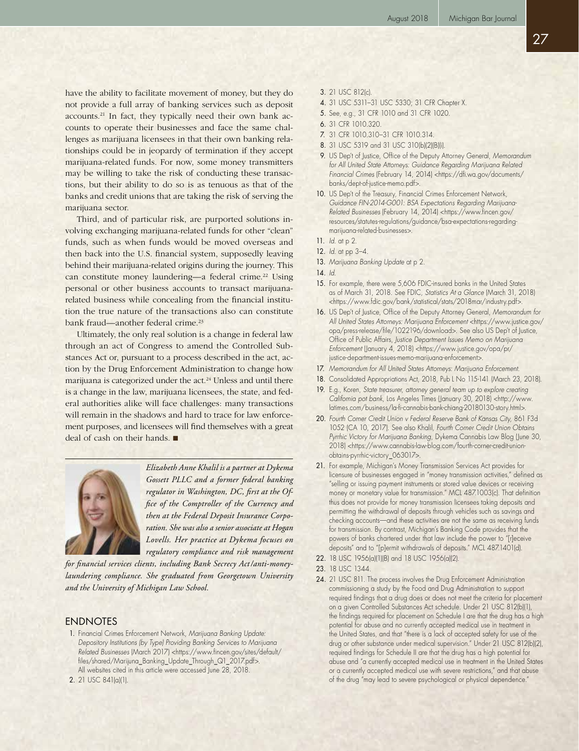have the ability to facilitate movement of money, but they do not provide a full array of banking services such as deposit accounts.[21] In fact, they typically need their own bank accounts to operate their businesses and face the same challenges as marijuana licensees in that their own banking relationships could be in jeopardy of termination if they accept marijuana-related funds. For now, some money transmitters may be willing to take the risk of conducting these transactions, but their ability to do so is as tenuous as that of the banks and credit unions that are taking the risk of serving the marijuana sector.

Third, and of particular risk, are purported solutions involving exchanging marijuana-related funds for other "clean" funds, such as when funds would be moved overseas and then back into the U.S. financial system, supposedly leaving behind their marijuana-related origins during the journey. This can constitute money laundering—a federal crime.[22] Using personal or other business accounts to transact marijuana-related business while concealing from the financial institution the true nature of the transactions also can constitute bank fraud—another federal crime.[23]

Ultimately, the only real solution is a change in federal law through an act of Congress to amend the Controlled Substances Act or, pursuant to a process described in the act, action by the Drug Enforcement Administration to change how marijuana is categorized under the act.[24] Unless and until there is a change in the law, marijuana licensees, the state, and federal authorities alike will face challenges: many transactions will remain in the shadows and hard to trace for law enforcement purposes, and licensees will find themselves with a great deal of cash on their hands. ■

---

*Elizabeth Anne Khalil is a partner at Dykema Gossett PLLC and a former federal banking regulator in Washington, DC, first at the Office of the Comptroller of the Currency and then at the Federal Deposit Insurance Corporation. She was also a senior associate at Hogan Lovells. Her practice at Dykema focuses on regulatory compliance and risk management for financial services clients, including Bank Secrecy Act/anti-money-laundering compliance. She graduated from Georgetown University and the University of Michigan Law School.*

## ENDNOTES

1. Financial Crimes Enforcement Network, *Marijuana Banking Update: Depository Institutions (by Type) Providing Banking Services to Marijuana Related Businesses* (March 2017) <https://www.fincen.gov/sites/default/files/shared/Marijuana_Banking_Update_Through_Q1_2017.pdf>. All websites cited in this article were accessed June 28, 2018.
2. 21 USC 841(a)(1).
3. 21 USC 812(c).
4. 31 USC 5311–31 USC 5330; 31 CFR Chapter X.
5. See, e.g., 31 CFR 1010 and 31 CFR 1020.
6. 31 CFR 1010.320.
7. 31 CFR 1010.310–31 CFR 1010.314.
8. 31 USC 5319 and 31 USC 310(b)(2)(B)(i).
9. US Dep't of Justice, Office of the Deputy Attorney General, *Memorandum for All United State Attorneys: Guidance Regarding Marijuana Related Financial Crimes* (February 14, 2014) <https://dfi.wa.gov/documents/banks/dept-of-justice-memo.pdf>.
10. US Dep't of the Treasury, Financial Crimes Enforcement Network, *Guidance FIN-2014-G001: BSA Expectations Regarding Marijuana-Related Businesses* (February 14, 2014) <https://www.fincen.gov/resources/statutes-regulations/guidance/bsa-expectations-regarding-marijuana-related-businesses>.
11. *Id.* at p 2.
12. *Id.* at pp 3–4.
13. *Marijuana Banking Update* at p 2.
14. *Id.*
15. For example, there were 5,606 FDIC-insured banks in the United States as of March 31, 2018. See FDIC, *Statistics At a Glance* (March 31, 2018) <https://www.fdic.gov/bank/statistical/stats/2018mar/industry.pdf>.
16. US Dep't of Justice, Office of the Deputy Attorney General, *Memorandum for All United States Attorneys: Marijuana Enforcement* <https://www.justice.gov/opa/press-release/file/1022196/download>. See also US Dep't of Justice, Office of Public Affairs, *Justice Department Issues Memo on Marijuana Enforcement* (January 4, 2018) <https://www.justice.gov/opa/pr/justice-department-issues-memo-marijuana-enforcement>.
17. *Memorandum for All United States Attorneys: Marijuana Enforcement.*
18. Consolidated Appropriations Act, 2018, Pub L No 115-141 (March 23, 2018).
19. E.g., Koren, *State treasurer, attorney general team up to explore creating California pot bank*, Los Angeles Times (January 30, 2018) <http://www.latimes.com/business/la-fi-cannabis-bank-chiang-20180130-story.html>.
20. *Fourth Corner Credit Union v Federal Reserve Bank of Kansas City*, 861 F3d 1052 (CA 10, 2017). See also Khalil, *Fourth Corner Credit Union Obtains Pyrrhic Victory for Marijuana Banking*, Dykema Cannabis Law Blog (June 30, 2018) <https://www.cannabis-law-blog.com/fourth-corner-credit-union-obtains-pyrrhic-victory_063017>.
21. For example, Michigan's Money Transmission Services Act provides for licensure of businesses engaged in "money transmission activities," defined as "selling or issuing payment instruments or stored value devices or receiving money or monetary value for transmission." MCL 487.1003(c). That definition thus does not provide for money transmission licensees taking deposits and permitting the withdrawal of deposits through vehicles such as savings and checking accounts—and these activities are not the same as receiving funds for transmission. By contrast, Michigan's Banking Code provides that the powers of banks chartered under that law include the power to "[r]eceive deposits" and to "[p]ermit withdrawals of deposits." MCL 487.1401(d).
22. 18 USC 1956(a)(1)(B) and 18 USC 1956(a)(2).
23. 18 USC 1344.
24. 21 USC 811. The process involves the Drug Enforcement Administration commissioning a study by the Food and Drug Administration to support required findings that a drug does or does not meet the criteria for placement on a given Controlled Substances Act schedule. Under 21 USC 812(b)(1), the findings required for placement on Schedule I are that the drug has a high potential for abuse and no currently accepted medical use in treatment in the United States, and that "there is a lack of accepted safety for use of the drug or other substance under medical supervision." Under 21 USC 812(b)(2), required findings for Schedule II are that the drug has a high potential for abuse and "a currently accepted medical use in treatment in the United States or a currently accepted medical use with severe restrictions," and that abuse of the drug "may lead to severe psychological or physical dependence."